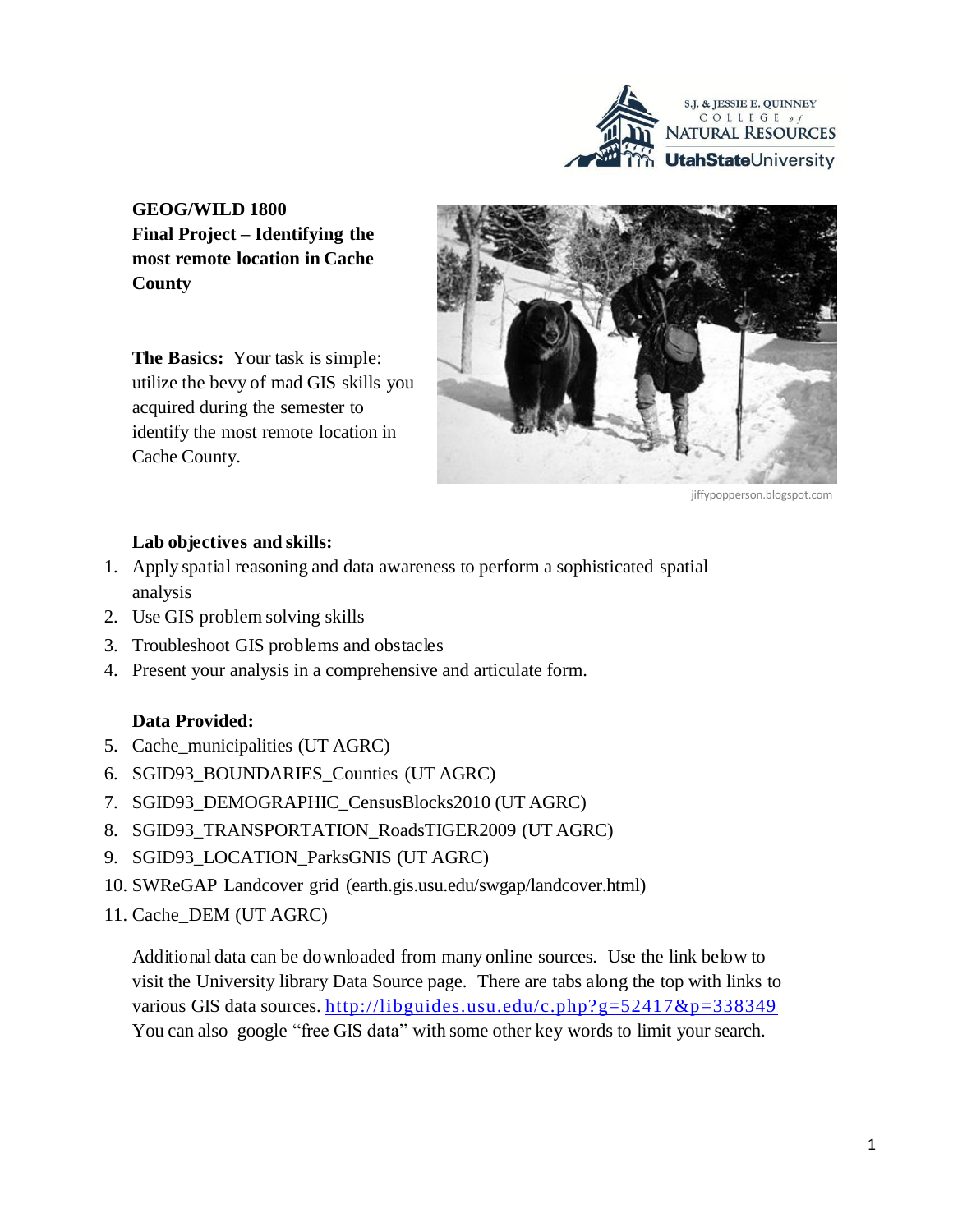**GEOG/WILD 1800**
**Final Project – Identifying the most remote location in Cache County**

**The Basics:** Your task is simple: utilize the bevy of mad GIS skills you acquired during the semester to identify the most remote location in Cache County.

jiffypopperson.blogspot.com

**Lab objectives and skills:**

1. Apply spatial reasoning and data awareness to perform a sophisticated spatial analysis
2. Use GIS problem solving skills
3. Troubleshoot GIS problems and obstacles
4. Present your analysis in a comprehensive and articulate form.

**Data Provided:**

5. Cache_municipalities (UT AGRC)
6. SGID93_BOUNDARIES_Counties (UT AGRC)
7. SGID93_DEMOGRAPHIC_CensusBlocks2010 (UT AGRC)
8. SGID93_TRANSPORTATION_RoadsTIGER2009 (UT AGRC)
9. SGID93_LOCATION_ParksGNIS (UT AGRC)
10. SWReGAP Landcover grid (earth.gis.usu.edu/swgap/landcover.html)
11. Cache_DEM (UT AGRC)

Additional data can be downloaded from many online sources. Use the link below to visit the University library Data Source page. There are tabs along the top with links to various GIS data sources. http://libguides.usu.edu/c.php?g=52417&p=338349 You can also google "free GIS data" with some other key words to limit your search.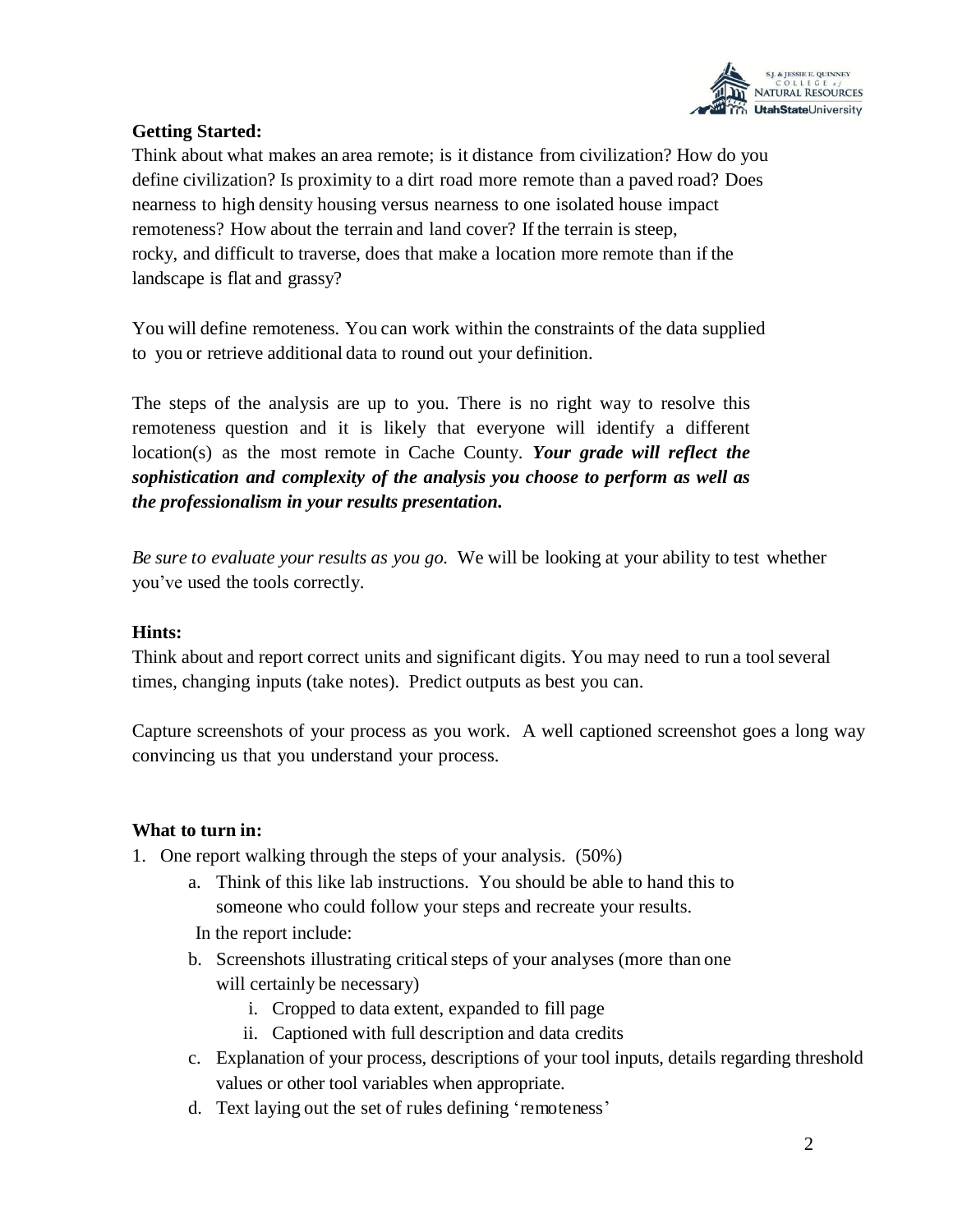**Getting Started:**

Think about what makes an area remote; is it distance from civilization? How do you define civilization? Is proximity to a dirt road more remote than a paved road? Does nearness to high density housing versus nearness to one isolated house impact remoteness? How about the terrain and land cover? If the terrain is steep, rocky, and difficult to traverse, does that make a location more remote than if the landscape is flat and grassy?

You will define remoteness. You can work within the constraints of the data supplied to you or retrieve additional data to round out your definition.

The steps of the analysis are up to you. There is no right way to resolve this remoteness question and it is likely that everyone will identify a different location(s) as the most remote in Cache County. ***Your grade will reflect the sophistication and complexity of the analysis you choose to perform as well as the professionalism in your results presentation.***

*Be sure to evaluate your results as you go.* We will be looking at your ability to test whether you've used the tools correctly.

**Hints:**

Think about and report correct units and significant digits. You may need to run a tool several times, changing inputs (take notes). Predict outputs as best you can.

Capture screenshots of your process as you work. A well captioned screenshot goes a long way convincing us that you understand your process.

**What to turn in:**

1. One report walking through the steps of your analysis. (50%)
    a. Think of this like lab instructions. You should be able to hand this to someone who could follow your steps and recreate your results.

    In the report include:

    b. Screenshots illustrating critical steps of your analyses (more than one will certainly be necessary)
        i. Cropped to data extent, expanded to fill page
        ii. Captioned with full description and data credits
    c. Explanation of your process, descriptions of your tool inputs, details regarding threshold values or other tool variables when appropriate.
    d. Text laying out the set of rules defining 'remoteness'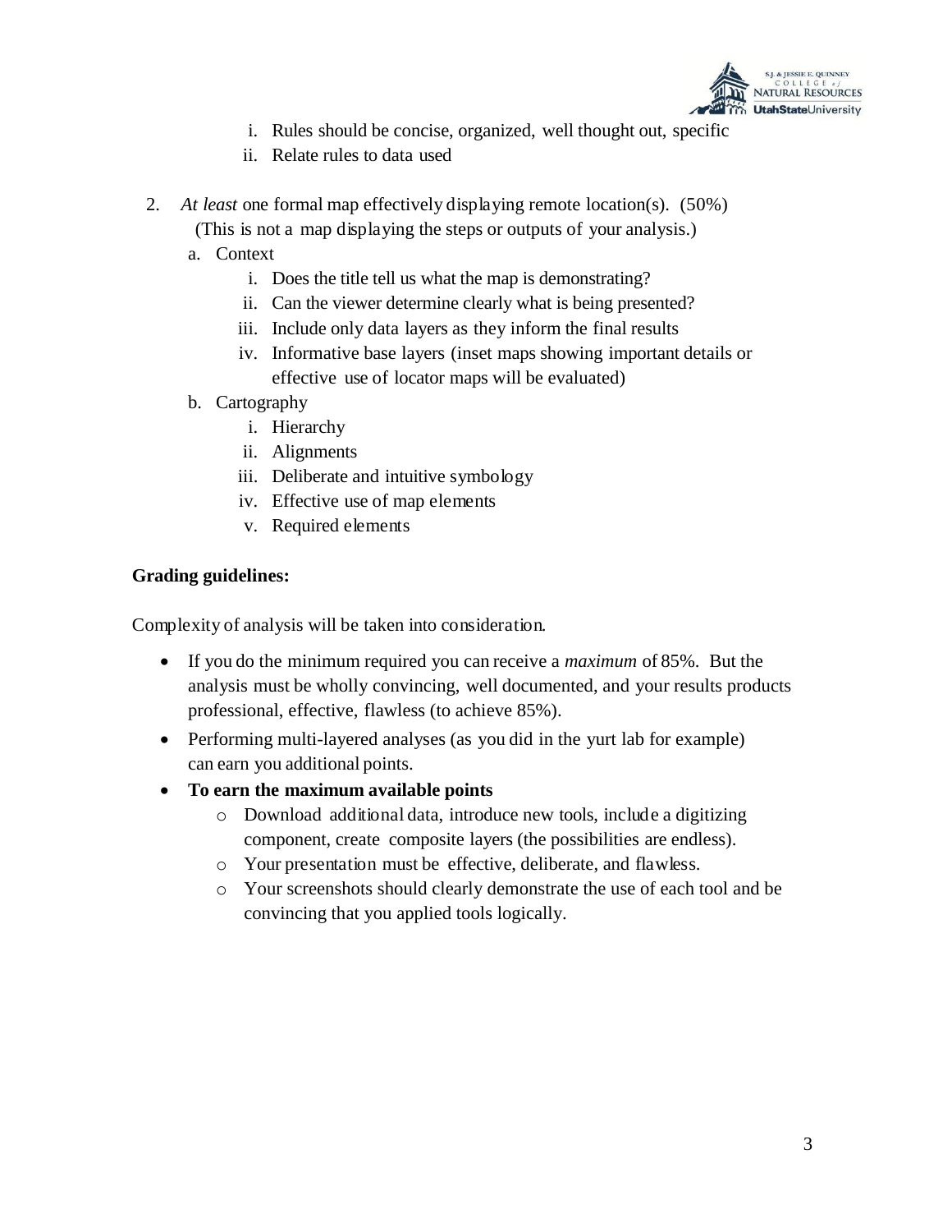- i. Rules should be concise, organized, well thought out, specific
   - ii. Relate rules to data used

2. *At least* one formal map effectively displaying remote location(s). (50%)
   (This is not a map displaying the steps or outputs of your analysis.)
   - a. Context
     - i. Does the title tell us what the map is demonstrating?
     - ii. Can the viewer determine clearly what is being presented?
     - iii. Include only data layers as they inform the final results
     - iv. Informative base layers (inset maps showing important details or effective use of locator maps will be evaluated)
   - b. Cartography
     - i. Hierarchy
     - ii. Alignments
     - iii. Deliberate and intuitive symbology
     - iv. Effective use of map elements
     - v. Required elements

**Grading guidelines:**

Complexity of analysis will be taken into consideration.

- If you do the minimum required you can receive a *maximum* of 85%. But the analysis must be wholly convincing, well documented, and your results products professional, effective, flawless (to achieve 85%).
- Performing multi-layered analyses (as you did in the yurt lab for example) can earn you additional points.
- **To earn the maximum available points**
  - Download additional data, introduce new tools, include a digitizing component, create composite layers (the possibilities are endless).
  - Your presentation must be effective, deliberate, and flawless.
  - Your screenshots should clearly demonstrate the use of each tool and be convincing that you applied tools logically.